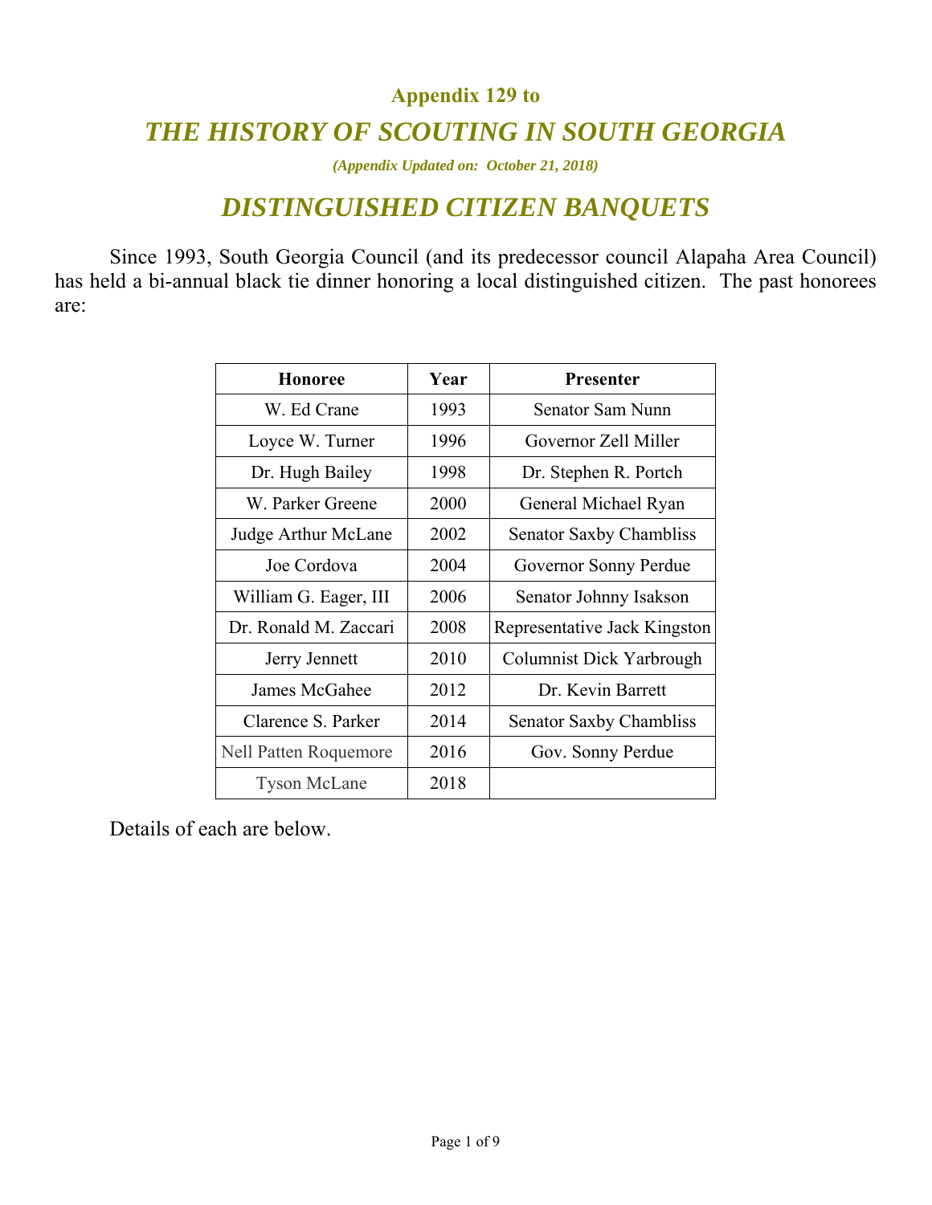**Appendix 129 to**

# *THE HISTORY OF SCOUTING IN SOUTH GEORGIA*

***(Appendix Updated on: October 21, 2018)***

## *DISTINGUISHED CITIZEN BANQUETS*

Since 1993, South Georgia Council (and its predecessor council Alapaha Area Council) has held a bi-annual black tie dinner honoring a local distinguished citizen. The past honorees are:

| Honoree | Year | Presenter |
|---|---|---|
| W. Ed Crane | 1993 | Senator Sam Nunn |
| Loyce W. Turner | 1996 | Governor Zell Miller |
| Dr. Hugh Bailey | 1998 | Dr. Stephen R. Portch |
| W. Parker Greene | 2000 | General Michael Ryan |
| Judge Arthur McLane | 2002 | Senator Saxby Chambliss |
| Joe Cordova | 2004 | Governor Sonny Perdue |
| William G. Eager, III | 2006 | Senator Johnny Isakson |
| Dr. Ronald M. Zaccari | 2008 | Representative Jack Kingston |
| Jerry Jennett | 2010 | Columnist Dick Yarbrough |
| James McGahee | 2012 | Dr. Kevin Barrett |
| Clarence S. Parker | 2014 | Senator Saxby Chambliss |
| Nell Patten Roquemore | 2016 | Gov. Sonny Perdue |
| Tyson McLane | 2018 | |

Details of each are below.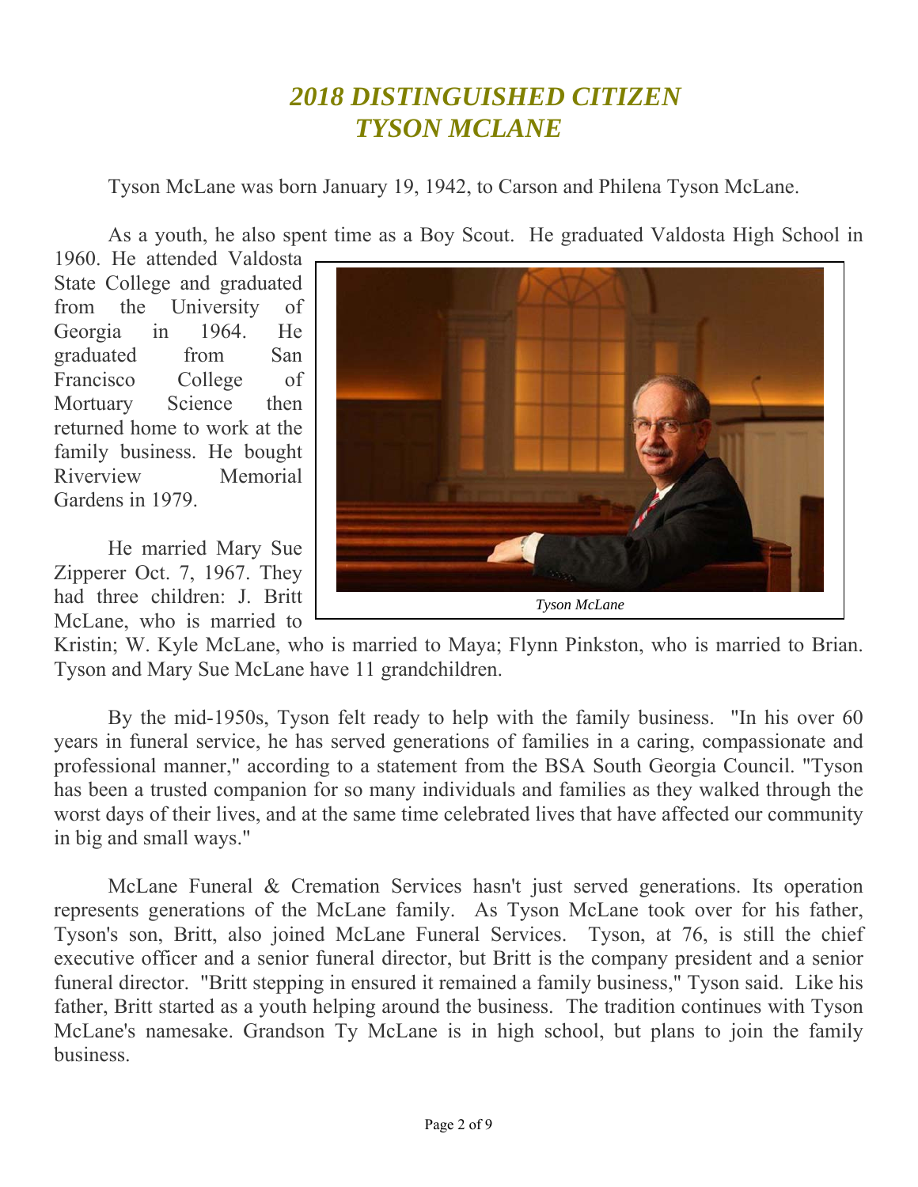# *2018 DISTINGUISHED CITIZEN*
# *TYSON MCLANE*

Tyson McLane was born January 19, 1942, to Carson and Philena Tyson McLane.

As a youth, he also spent time as a Boy Scout. He graduated Valdosta High School in 1960. He attended Valdosta State College and graduated from the University of Georgia in 1964. He graduated from San Francisco College of Mortuary Science then returned home to work at the family business. He bought Riverview Memorial Gardens in 1979.

He married Mary Sue Zipperer Oct. 7, 1967. They had three children: J. Britt McLane, who is married to Kristin; W. Kyle McLane, who is married to Maya; Flynn Pinkston, who is married to Brian. Tyson and Mary Sue McLane have 11 grandchildren.

*Tyson McLane*

By the mid-1950s, Tyson felt ready to help with the family business. "In his over 60 years in funeral service, he has served generations of families in a caring, compassionate and professional manner," according to a statement from the BSA South Georgia Council. "Tyson has been a trusted companion for so many individuals and families as they walked through the worst days of their lives, and at the same time celebrated lives that have affected our community in big and small ways."

McLane Funeral & Cremation Services hasn't just served generations. Its operation represents generations of the McLane family. As Tyson McLane took over for his father, Tyson's son, Britt, also joined McLane Funeral Services. Tyson, at 76, is still the chief executive officer and a senior funeral director, but Britt is the company president and a senior funeral director. "Britt stepping in ensured it remained a family business," Tyson said. Like his father, Britt started as a youth helping around the business. The tradition continues with Tyson McLane's namesake. Grandson Ty McLane is in high school, but plans to join the family business.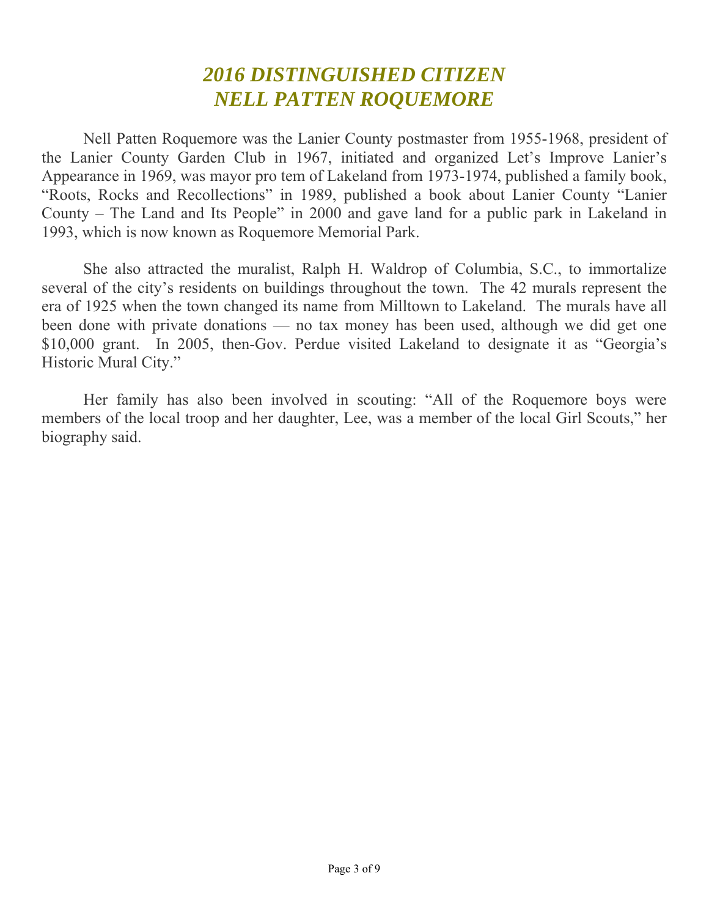# *2016 DISTINGUISHED CITIZEN*
# *NELL PATTEN ROQUEMORE*

Nell Patten Roquemore was the Lanier County postmaster from 1955-1968, president of the Lanier County Garden Club in 1967, initiated and organized Let's Improve Lanier's Appearance in 1969, was mayor pro tem of Lakeland from 1973-1974, published a family book, "Roots, Rocks and Recollections" in 1989, published a book about Lanier County "Lanier County – The Land and Its People" in 2000 and gave land for a public park in Lakeland in 1993, which is now known as Roquemore Memorial Park.

She also attracted the muralist, Ralph H. Waldrop of Columbia, S.C., to immortalize several of the city's residents on buildings throughout the town. The 42 murals represent the era of 1925 when the town changed its name from Milltown to Lakeland. The murals have all been done with private donations — no tax money has been used, although we did get one $10,000 grant. In 2005, then-Gov. Perdue visited Lakeland to designate it as "Georgia's Historic Mural City."

Her family has also been involved in scouting: "All of the Roquemore boys were members of the local troop and her daughter, Lee, was a member of the local Girl Scouts," her biography said.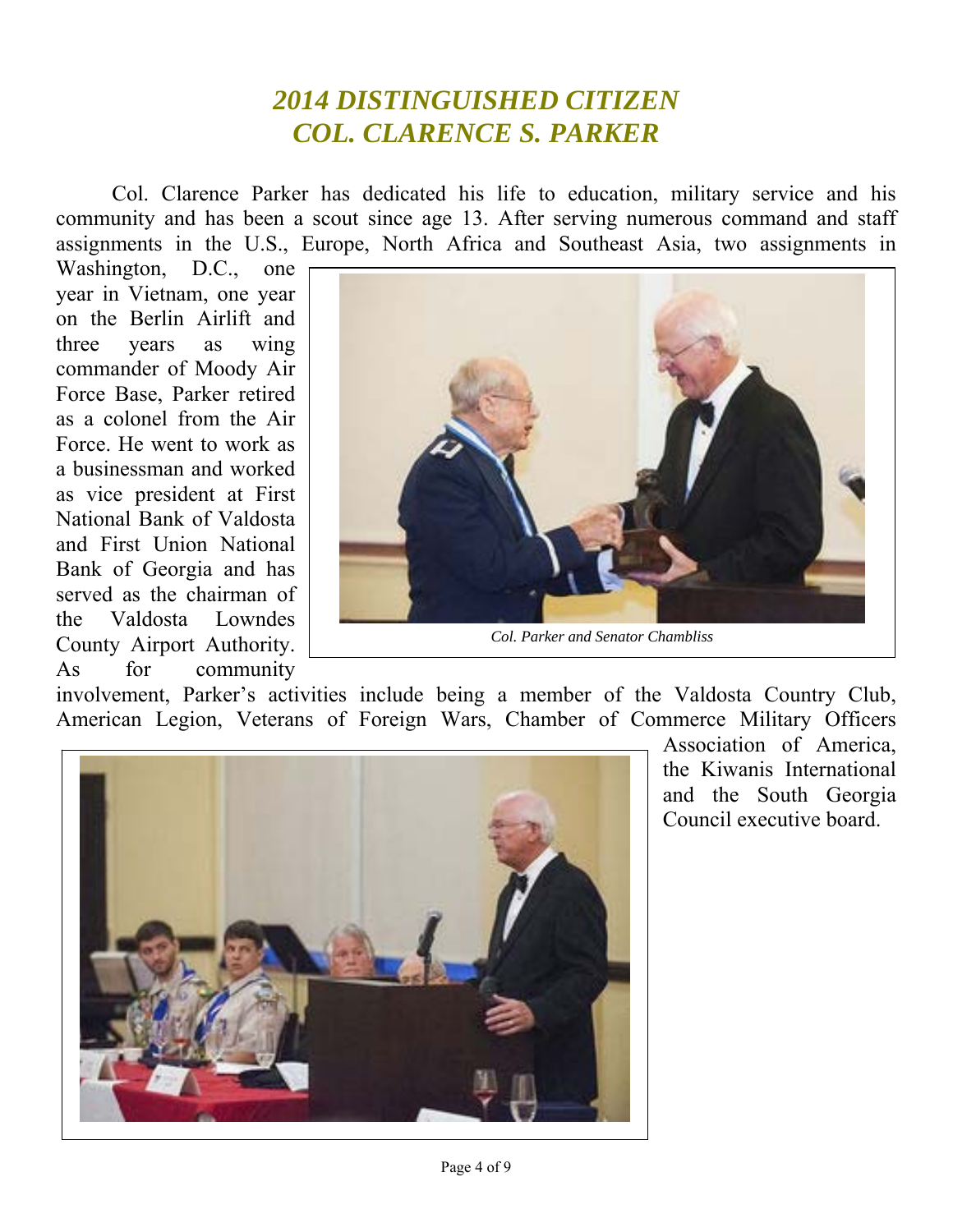# *2014 DISTINGUISHED CITIZEN*
# *COL. CLARENCE S. PARKER*

Col. Clarence Parker has dedicated his life to education, military service and his community and has been a scout since age 13. After serving numerous command and staff assignments in the U.S., Europe, North Africa and Southeast Asia, two assignments in Washington, D.C., one year in Vietnam, one year on the Berlin Airlift and three years as wing commander of Moody Air Force Base, Parker retired as a colonel from the Air Force. He went to work as a businessman and worked as vice president at First National Bank of Valdosta and First Union National Bank of Georgia and has served as the chairman of the Valdosta Lowndes County Airport Authority. As for community involvement, Parker's activities include being a member of the Valdosta Country Club, American Legion, Veterans of Foreign Wars, Chamber of Commerce Military Officers Association of America, the Kiwanis International and the South Georgia Council executive board.

*Col. Parker and Senator Chambliss*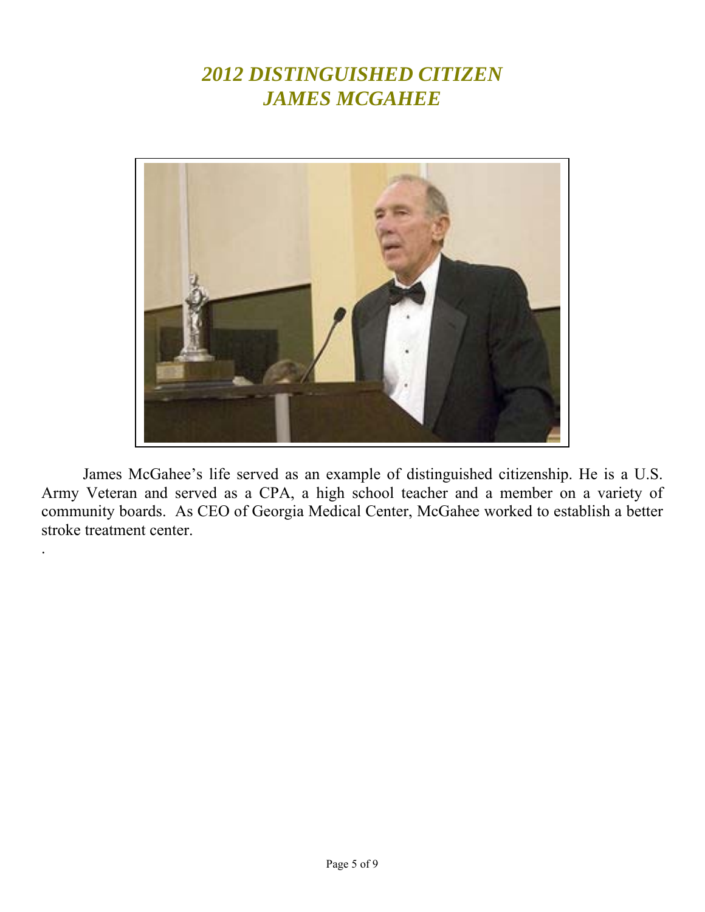# *2012 DISTINGUISHED CITIZEN*
# *JAMES MCGAHEE*

James McGahee's life served as an example of distinguished citizenship. He is a U.S. Army Veteran and served as a CPA, a high school teacher and a member on a variety of community boards. As CEO of Georgia Medical Center, McGahee worked to establish a better stroke treatment center.

.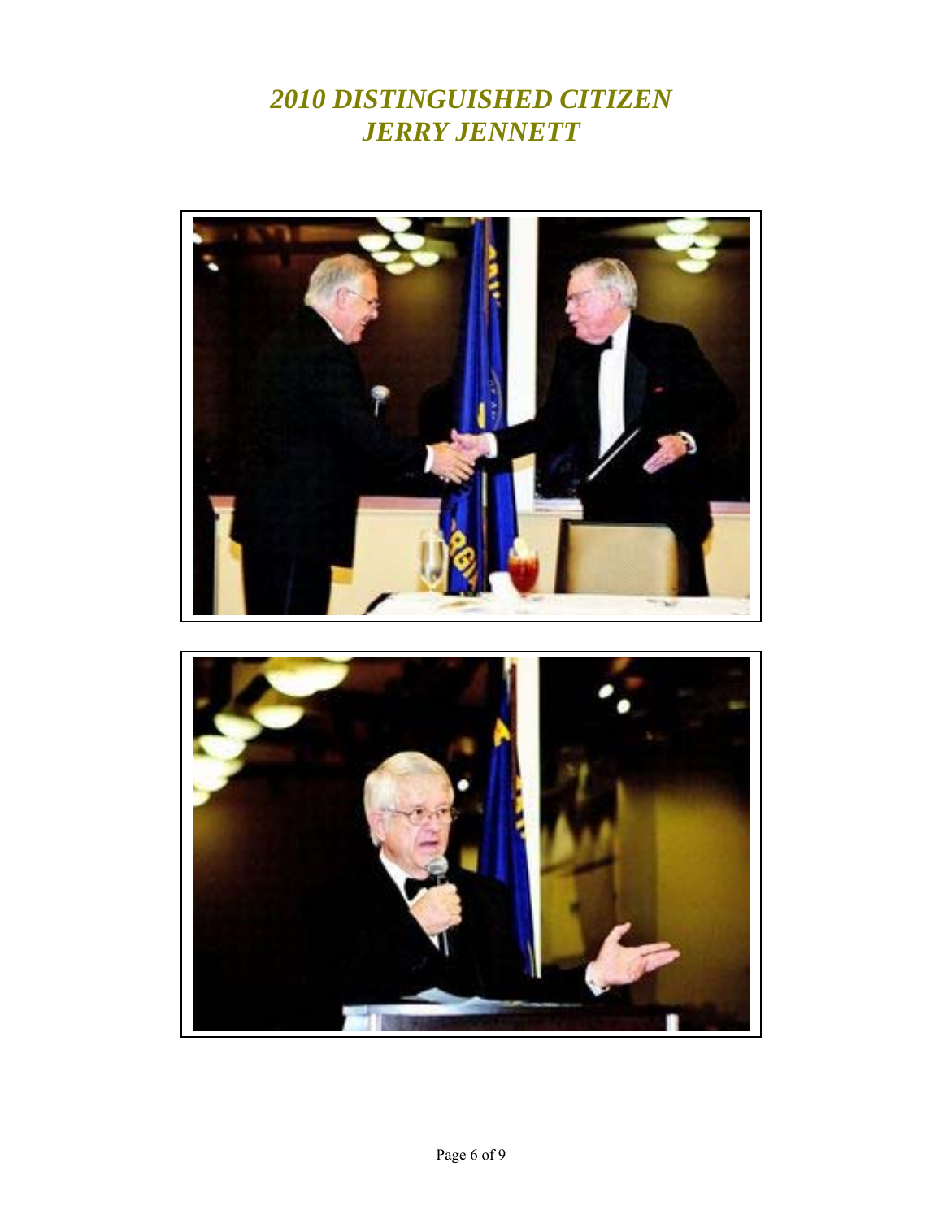# *2010 DISTINGUISHED CITIZEN JERRY JENNETT*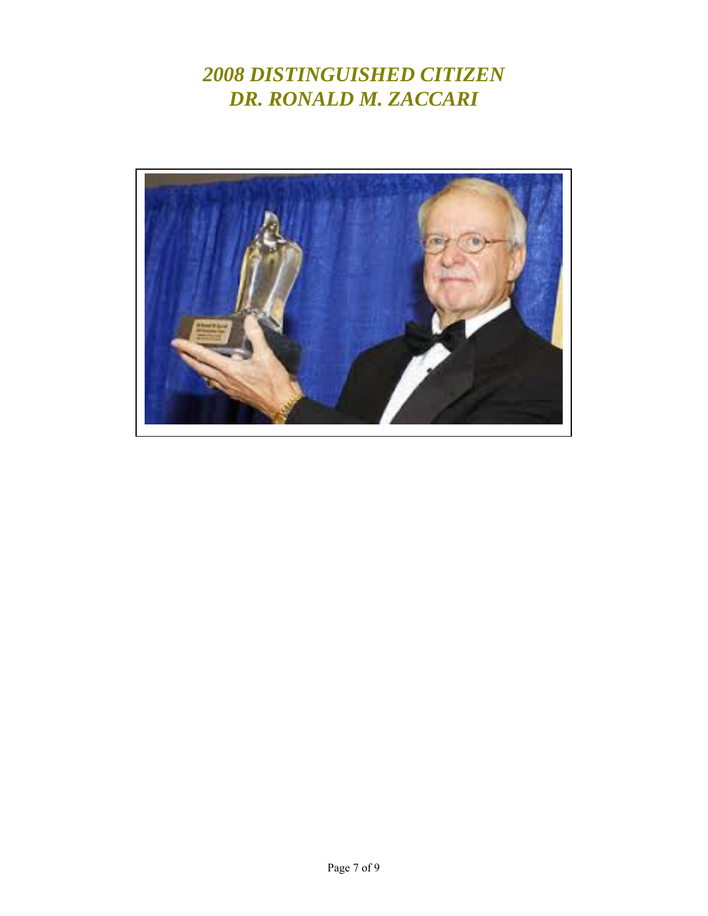# *2008 DISTINGUISHED CITIZEN*
# *DR. RONALD M. ZACCARI*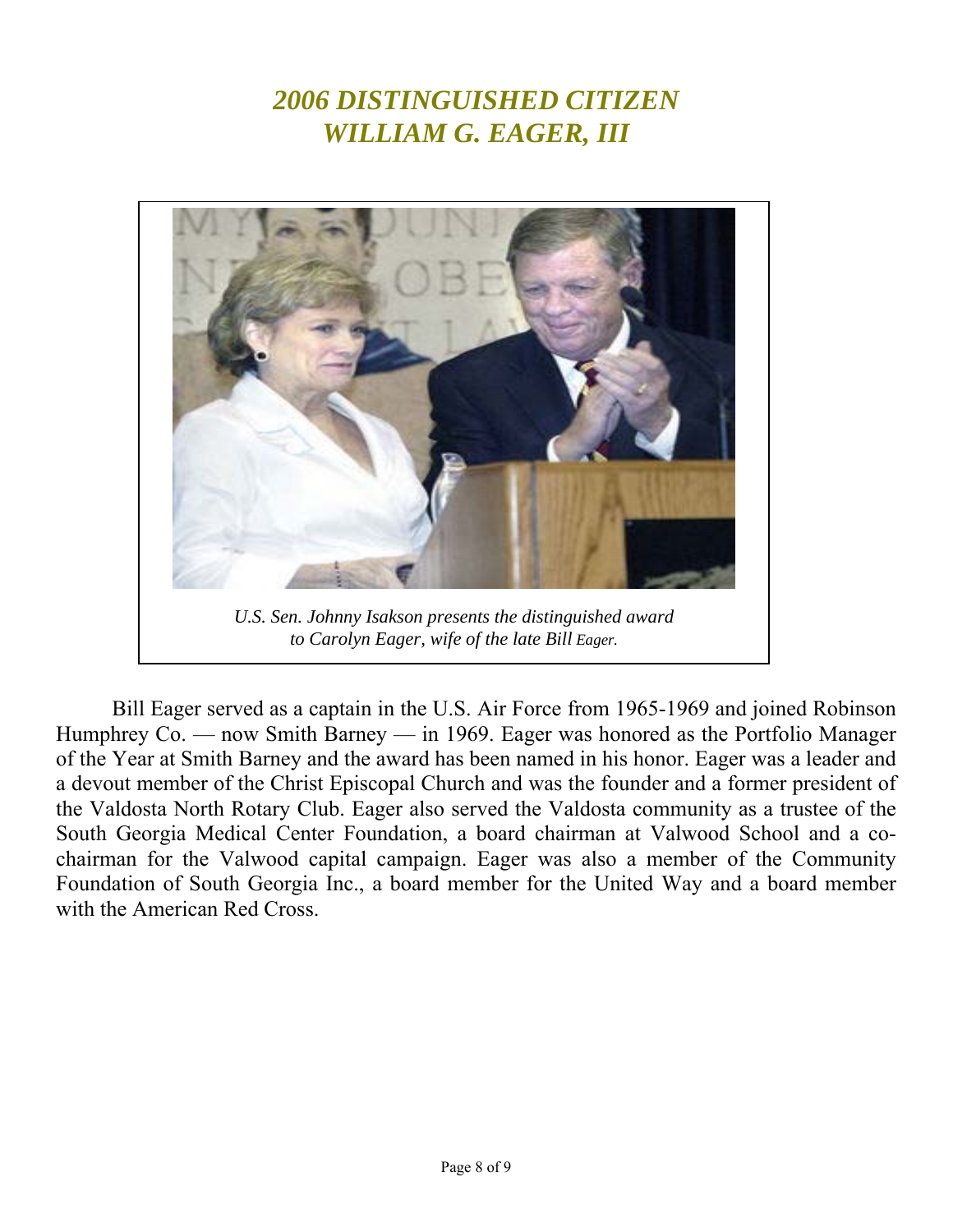# *2006 DISTINGUISHED CITIZEN*
# *WILLIAM G. EAGER, III*

*U.S. Sen. Johnny Isakson presents the distinguished award to Carolyn Eager, wife of the late Bill Eager.*

Bill Eager served as a captain in the U.S. Air Force from 1965-1969 and joined Robinson Humphrey Co. — now Smith Barney — in 1969. Eager was honored as the Portfolio Manager of the Year at Smith Barney and the award has been named in his honor. Eager was a leader and a devout member of the Christ Episcopal Church and was the founder and a former president of the Valdosta North Rotary Club. Eager also served the Valdosta community as a trustee of the South Georgia Medical Center Foundation, a board chairman at Valwood School and a co-chairman for the Valwood capital campaign. Eager was also a member of the Community Foundation of South Georgia Inc., a board member for the United Way and a board member with the American Red Cross.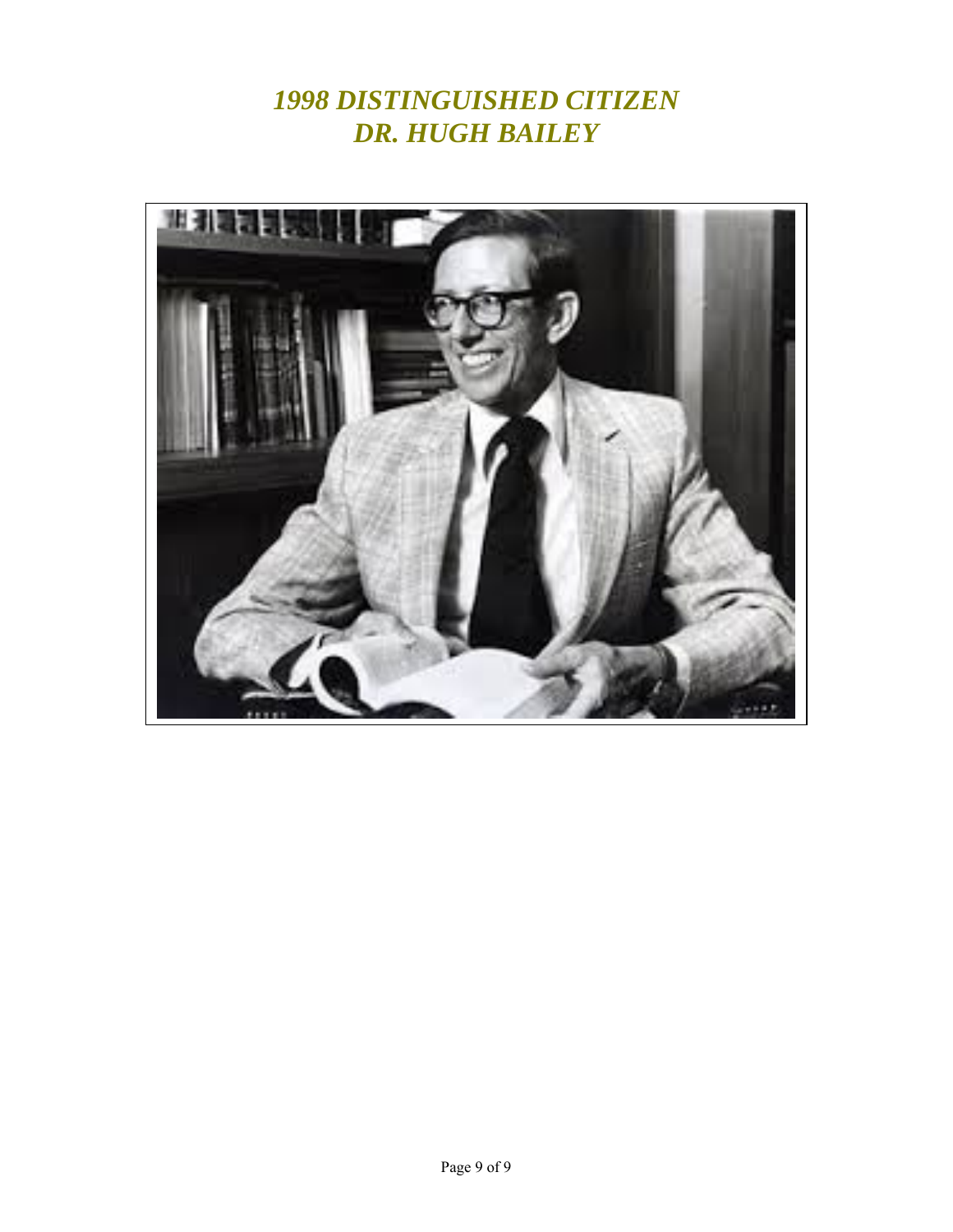# *1998 DISTINGUISHED CITIZEN*
# *DR. HUGH BAILEY*